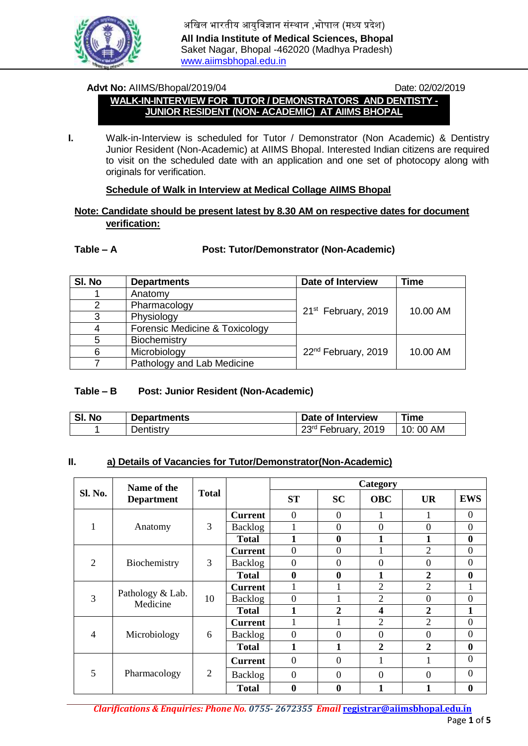अखिल भारतीय आयुविज्ञान संस्थान ,भोपाल (मध्य प्रदेश)

**All India Institute of Medical Sciences, Bhopal**

Saket Nagar, Bhopal -462020 (Madhya Pradesh)

www.aiimsbhopal.edu.in

**Advt No:** AIIMS/Bhopal/2019/04 Date: 02/02/2019

# WALK-IN-INTERVIEW FOR TUTOR / DEMONSTRATORS AND DENTISTY - JUNIOR RESIDENT (NON- ACADEMIC) AT AIIMS BHOPAL

**I.** Walk-in-Interview is scheduled for Tutor / Demonstrator (Non Academic) & Dentistry Junior Resident (Non-Academic) at AIIMS Bhopal. Interested Indian citizens are required to visit on the scheduled date with an application and one set of photocopy along with originals for verification.

**Schedule of Walk in Interview at Medical Collage AIIMS Bhopal**

**Note: Candidate should be present latest by 8.30 AM on respective dates for document verification:**

**Table – A** **Post: Tutor/Demonstrator (Non-Academic)**

| Sl. No | Departments | Date of Interview | Time |
|---|---|---|---|
| 1 | Anatomy | 21st February, 2019 | 10.00 AM |
| 2 | Pharmacology | | |
| 3 | Physiology | | |
| 4 | Forensic Medicine & Toxicology | | |
| 5 | Biochemistry | 22nd February, 2019 | 10.00 AM |
| 6 | Microbiology | | |
| 7 | Pathology and Lab Medicine | | |

**Table – B** **Post: Junior Resident (Non-Academic)**

| Sl. No | Departments | Date of Interview | Time |
|---|---|---|---|
| 1 | Dentistry | 23rd February, 2019 | 10: 00 AM |

**II.** **a) Details of Vacancies for Tutor/Demonstrator(Non-Academic)**

| Sl. No. | Name of the Department | Total | | Category | | | | |
|---|---|---|---|---|---|---|---|---|
| | | | | ST | SC | OBC | UR | EWS |
| 1 | Anatomy | 3 | Current | 0 | 0 | 1 | 1 | 0 |
| | | | Backlog | 1 | 0 | 0 | 0 | 0 |
| | | | **Total** | **1** | **0** | **1** | **1** | **0** |
| 2 | Biochemistry | 3 | Current | 0 | 0 | 1 | 2 | 0 |
| | | | Backlog | 0 | 0 | 0 | 0 | 0 |
| | | | **Total** | **0** | **0** | **1** | **2** | **0** |
| 3 | Pathology & Lab. Medicine | 10 | Current | 1 | 1 | 2 | 2 | 1 |
| | | | Backlog | 0 | 1 | 2 | 0 | 0 |
| | | | **Total** | **1** | **2** | **4** | **2** | **1** |
| 4 | Microbiology | 6 | Current | 1 | 1 | 2 | 2 | 0 |
| | | | Backlog | 0 | 0 | 0 | 0 | 0 |
| | | | **Total** | **1** | **1** | **2** | **2** | **0** |
| 5 | Pharmacology | 2 | Current | 0 | 0 | 1 | 1 | 0 |
| | | | Backlog | 0 | 0 | 0 | 0 | 0 |
| | | | **Total** | **0** | **0** | **1** | **1** | **0** |

*Clarifications & Enquiries: Phone No. 0755- 2672355 Email* registrar@aiimsbhopal.edu.in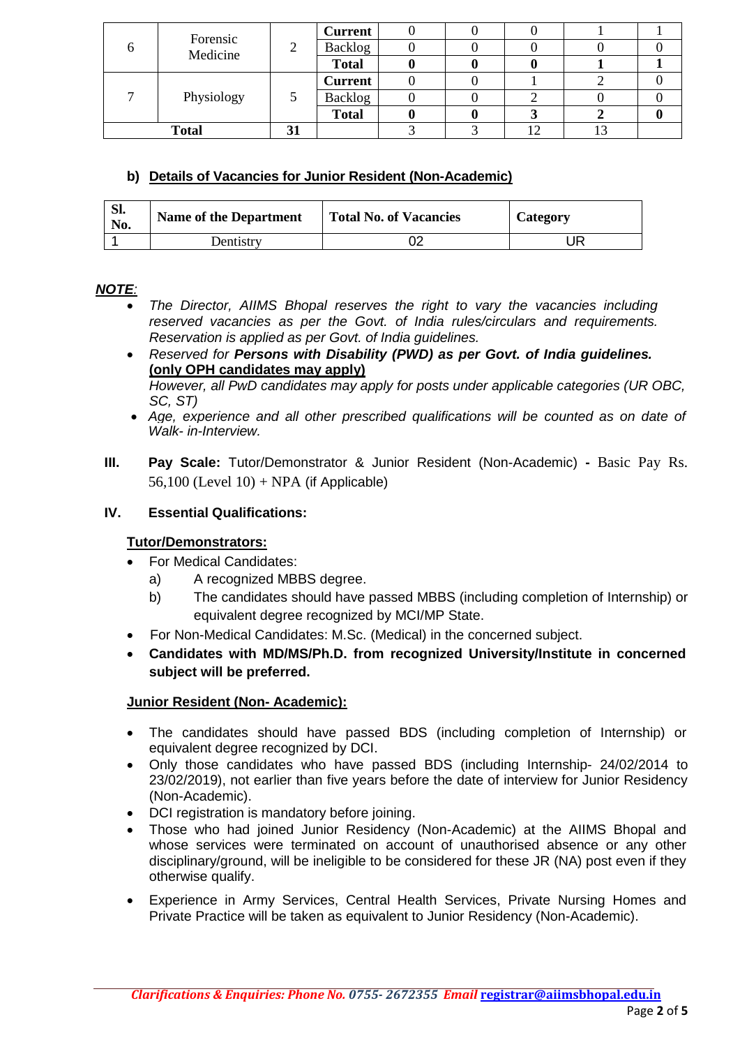| 6 | Forensic Medicine | 2 | **Current** | 0 | 0 | 0 | 1 | 1 |
|---|---|---|---|---|---|---|---|---|
| | | | Backlog | 0 | 0 | 0 | 0 | 0 |
| | | | **Total** | **0** | **0** | **0** | **1** | **1** |
| 7 | Physiology | 5 | **Current** | 0 | 0 | 1 | 2 | 0 |
| | | | Backlog | 0 | 0 | 2 | 0 | 0 |
| | | | **Total** | **0** | **0** | **3** | **2** | **0** |
| **Total** | | **31** | | 3 | 3 | 12 | 13 | |

### b) Details of Vacancies for Junior Resident (Non-Academic)

| Sl. No. | Name of the Department | Total No. of Vacancies | Category |
|---|---|---|---|
| 1 | Dentistry | 02 | UR |

***NOTE:***

- *The Director, AIIMS Bhopal reserves the right to vary the vacancies including reserved vacancies as per the Govt. of India rules/circulars and requirements. Reservation is applied as per Govt. of India guidelines.*
- *Reserved for **Persons with Disability (PWD) as per Govt. of India guidelines. (only OPH candidates may apply)***
  *However, all PwD candidates may apply for posts under applicable categories (UR OBC, SC, ST)*
- *Age, experience and all other prescribed qualifications will be counted as on date of Walk- in-Interview.*

**III. Pay Scale:** Tutor/Demonstrator & Junior Resident (Non-Academic) **-** Basic Pay Rs. 56,100 (Level 10) + NPA (if Applicable)

**IV. Essential Qualifications:**

**Tutor/Demonstrators:**

- For Medical Candidates:
  - a) A recognized MBBS degree.
  - b) The candidates should have passed MBBS (including completion of Internship) or equivalent degree recognized by MCI/MP State.
- For Non-Medical Candidates: M.Sc. (Medical) in the concerned subject.
- **Candidates with MD/MS/Ph.D. from recognized University/Institute in concerned subject will be preferred.**

**Junior Resident (Non- Academic):**

- The candidates should have passed BDS (including completion of Internship) or equivalent degree recognized by DCI.
- Only those candidates who have passed BDS (including Internship- 24/02/2014 to 23/02/2019), not earlier than five years before the date of interview for Junior Residency (Non-Academic).
- DCI registration is mandatory before joining.
- Those who had joined Junior Residency (Non-Academic) at the AIIMS Bhopal and whose services were terminated on account of unauthorised absence or any other disciplinary/ground, will be ineligible to be considered for these JR (NA) post even if they otherwise qualify.
- Experience in Army Services, Central Health Services, Private Nursing Homes and Private Practice will be taken as equivalent to Junior Residency (Non-Academic).

*Clarifications & Enquiries: Phone No. 0755- 2672355 Email* registrar@aiimsbhopal.edu.in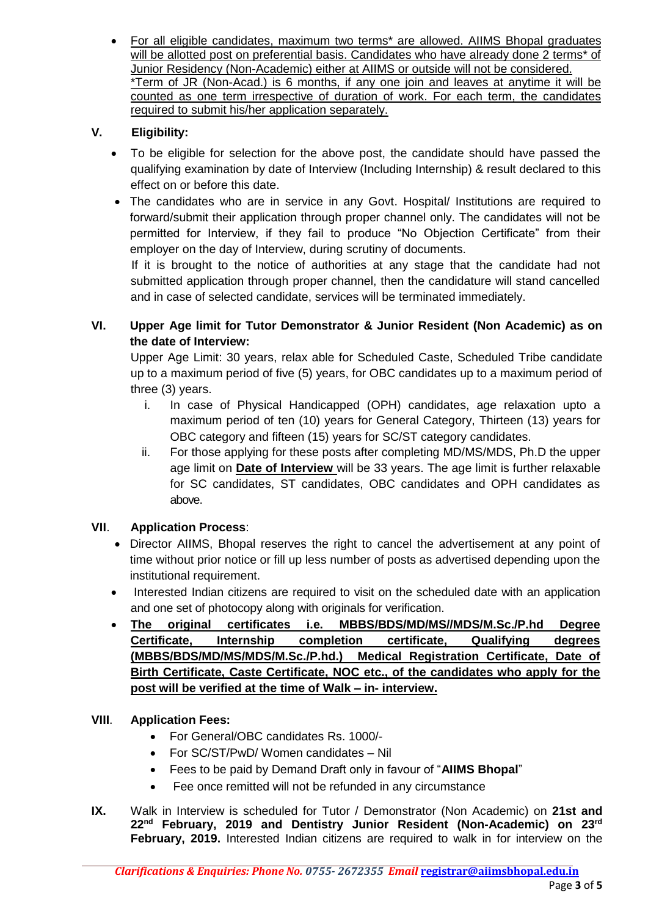- <u>For all eligible candidates, maximum two terms* are allowed. AIIMS Bhopal graduates will be allotted post on preferential basis. Candidates who have already done 2 terms* of Junior Residency (Non-Academic) either at AIIMS or outside will not be considered.
*Term of JR (Non-Acad.) is 6 months, if any one join and leaves at anytime it will be counted as one term irrespective of duration of work. For each term, the candidates required to submit his/her application separately.</u>

## V. Eligibility:

- To be eligible for selection for the above post, the candidate should have passed the qualifying examination by date of Interview (Including Internship) & result declared to this effect on or before this date.
- The candidates who are in service in any Govt. Hospital/ Institutions are required to forward/submit their application through proper channel only. The candidates will not be permitted for Interview, if they fail to produce "No Objection Certificate" from their employer on the day of Interview, during scrutiny of documents.
If it is brought to the notice of authorities at any stage that the candidate had not submitted application through proper channel, then the candidature will stand cancelled and in case of selected candidate, services will be terminated immediately.

## VI. Upper Age limit for Tutor Demonstrator & Junior Resident (Non Academic) as on the date of Interview:

Upper Age Limit: 30 years, relax able for Scheduled Caste, Scheduled Tribe candidate up to a maximum period of five (5) years, for OBC candidates up to a maximum period of three (3) years.

i. In case of Physical Handicapped (OPH) candidates, age relaxation upto a maximum period of ten (10) years for General Category, Thirteen (13) years for OBC category and fifteen (15) years for SC/ST category candidates.

ii. For those applying for these posts after completing MD/MS/MDS, Ph.D the upper age limit on **<u>Date of Interview</u>** will be 33 years. The age limit is further relaxable for SC candidates, ST candidates, OBC candidates and OPH candidates as above.

## VII. Application Process:

- Director AIIMS, Bhopal reserves the right to cancel the advertisement at any point of time without prior notice or fill up less number of posts as advertised depending upon the institutional requirement.
- Interested Indian citizens are required to visit on the scheduled date with an application and one set of photocopy along with originals for verification.
- **<u>The original certificates i.e. MBBS/BDS/MD/MS//MDS/M.Sc./P.hd Degree Certificate, Internship completion certificate, Qualifying degrees (MBBS/BDS/MD/MS/MDS/M.Sc./P.hd.) Medical Registration Certificate, Date of Birth Certificate, Caste Certificate, NOC etc., of the candidates who apply for the post will be verified at the time of Walk – in- interview.</u>**

## VIII. Application Fees:

- For General/OBC candidates Rs. 1000/-
- For SC/ST/PwD/ Women candidates – Nil
- Fees to be paid by Demand Draft only in favour of "**AIIMS Bhopal**"
- Fee once remitted will not be refunded in any circumstance

**IX.** Walk in Interview is scheduled for Tutor / Demonstrator (Non Academic) on **21st and 22nd February, 2019 and Dentistry Junior Resident (Non-Academic) on 23rd February, 2019.** Interested Indian citizens are required to walk in for interview on the

*Clarifications & Enquiries: Phone No. 0755- 2672355 Email* **registrar@aiimsbhopal.edu.in**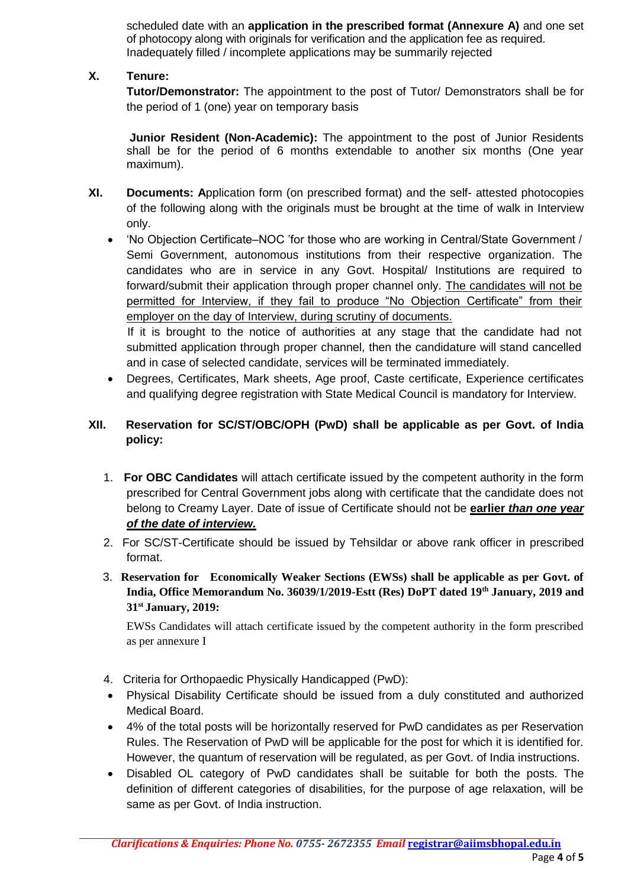scheduled date with an **application in the prescribed format (Annexure A)** and one set of photocopy along with originals for verification and the application fee as required. Inadequately filled / incomplete applications may be summarily rejected

**X. Tenure:**

**Tutor/Demonstrator:** The appointment to the post of Tutor/ Demonstrators shall be for the period of 1 (one) year on temporary basis

**Junior Resident (Non-Academic):** The appointment to the post of Junior Residents shall be for the period of 6 months extendable to another six months (One year maximum).

**XI. Documents: A**pplication form (on prescribed format) and the self- attested photocopies of the following along with the originals must be brought at the time of walk in Interview only.

- 'No Objection Certificate–NOC 'for those who are working in Central/State Government / Semi Government, autonomous institutions from their respective organization. The candidates who are in service in any Govt. Hospital/ Institutions are required to forward/submit their application through proper channel only. <u>The candidates will not be permitted for Interview, if they fail to produce "No Objection Certificate" from their employer on the day of Interview, during scrutiny of documents.</u>

  If it is brought to the notice of authorities at any stage that the candidate had not submitted application through proper channel, then the candidature will stand cancelled and in case of selected candidate, services will be terminated immediately.
- Degrees, Certificates, Mark sheets, Age proof, Caste certificate, Experience certificates and qualifying degree registration with State Medical Council is mandatory for Interview.

**XII. Reservation for SC/ST/OBC/OPH (PwD) shall be applicable as per Govt. of India policy:**

1. **For OBC Candidates** will attach certificate issued by the competent authority in the form prescribed for Central Government jobs along with certificate that the candidate does not belong to Creamy Layer. Date of issue of Certificate should not be **<u>earlier *than one year of the date of interview.*</u>**
2. For SC/ST-Certificate should be issued by Tehsildar or above rank officer in prescribed format.
3. **Reservation for Economically Weaker Sections (EWSs) shall be applicable as per Govt. of India, Office Memorandum No. 36039/1/2019-Estt (Res) DoPT dated 19th January, 2019 and 31st January, 2019:**

   EWSs Candidates will attach certificate issued by the competent authority in the form prescribed as per annexure I
4. Criteria for Orthopaedic Physically Handicapped (PwD):

- Physical Disability Certificate should be issued from a duly constituted and authorized Medical Board.
- 4% of the total posts will be horizontally reserved for PwD candidates as per Reservation Rules. The Reservation of PwD will be applicable for the post for which it is identified for. However, the quantum of reservation will be regulated, as per Govt. of India instructions.
- Disabled OL category of PwD candidates shall be suitable for both the posts. The definition of different categories of disabilities, for the purpose of age relaxation, will be same as per Govt. of India instruction.

*Clarifications & Enquiries: Phone No. 0755- 2672355 Email* registrar@aiimsbhopal.edu.in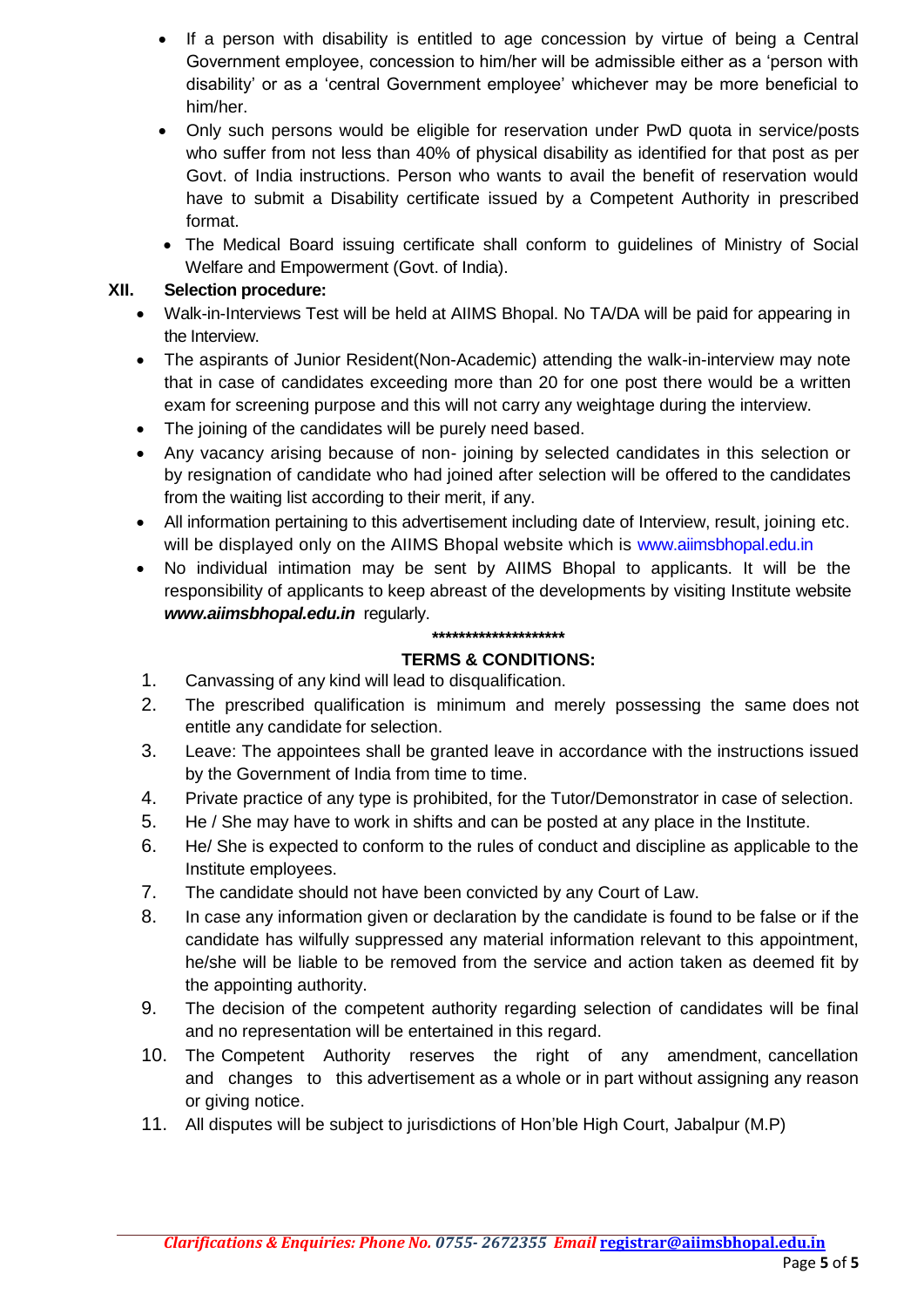- If a person with disability is entitled to age concession by virtue of being a Central Government employee, concession to him/her will be admissible either as a 'person with disability' or as a 'central Government employee' whichever may be more beneficial to him/her.
- Only such persons would be eligible for reservation under PwD quota in service/posts who suffer from not less than 40% of physical disability as identified for that post as per Govt. of India instructions. Person who wants to avail the benefit of reservation would have to submit a Disability certificate issued by a Competent Authority in prescribed format.
- The Medical Board issuing certificate shall conform to guidelines of Ministry of Social Welfare and Empowerment (Govt. of India).

**XII. Selection procedure:**

- Walk-in-Interviews Test will be held at AIIMS Bhopal. No TA/DA will be paid for appearing in the Interview.
- The aspirants of Junior Resident(Non-Academic) attending the walk-in-interview may note that in case of candidates exceeding more than 20 for one post there would be a written exam for screening purpose and this will not carry any weightage during the interview.
- The joining of the candidates will be purely need based.
- Any vacancy arising because of non- joining by selected candidates in this selection or by resignation of candidate who had joined after selection will be offered to the candidates from the waiting list according to their merit, if any.
- All information pertaining to this advertisement including date of Interview, result, joining etc. will be displayed only on the AIIMS Bhopal website which is www.aiimsbhopal.edu.in
- No individual intimation may be sent by AIIMS Bhopal to applicants. It will be the responsibility of applicants to keep abreast of the developments by visiting Institute website ***www.aiimsbhopal.edu.in*** regularly.

********************

**TERMS & CONDITIONS:**

1. Canvassing of any kind will lead to disqualification.
2. The prescribed qualification is minimum and merely possessing the same does not entitle any candidate for selection.
3. Leave: The appointees shall be granted leave in accordance with the instructions issued by the Government of India from time to time.
4. Private practice of any type is prohibited, for the Tutor/Demonstrator in case of selection.
5. He / She may have to work in shifts and can be posted at any place in the Institute.
6. He/ She is expected to conform to the rules of conduct and discipline as applicable to the Institute employees.
7. The candidate should not have been convicted by any Court of Law.
8. In case any information given or declaration by the candidate is found to be false or if the candidate has wilfully suppressed any material information relevant to this appointment, he/she will be liable to be removed from the service and action taken as deemed fit by the appointing authority.
9. The decision of the competent authority regarding selection of candidates will be final and no representation will be entertained in this regard.
10. The Competent Authority reserves the right of any amendment, cancellation and changes to this advertisement as a whole or in part without assigning any reason or giving notice.
11. All disputes will be subject to jurisdictions of Hon'ble High Court, Jabalpur (M.P)

***Clarifications & Enquiries: Phone No. 0755- 2672355 Email*** registrar@aiimsbhopal.edu.in